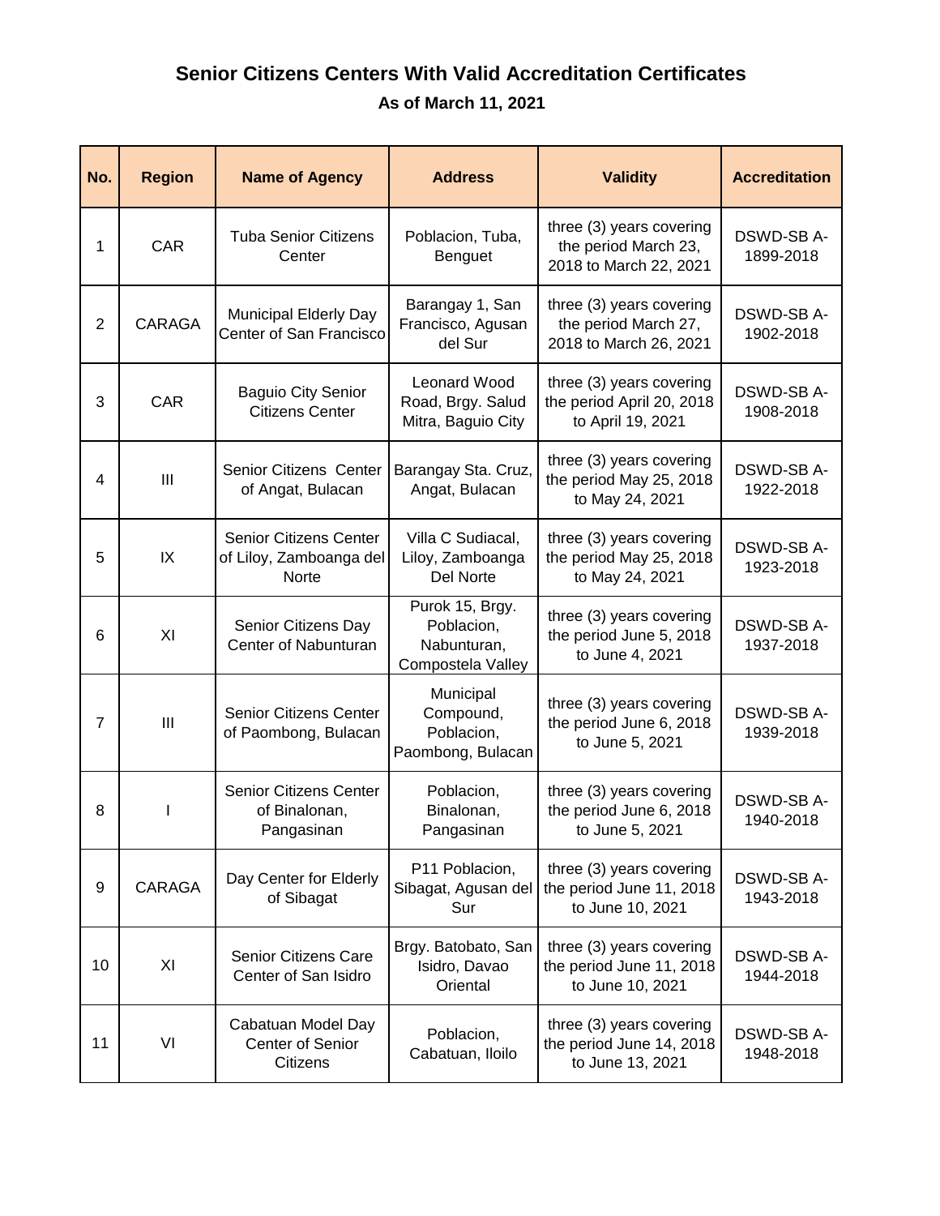# Senior Citizens Centers With Valid Accreditation Certificates

## As of March 11, 2021

| No. | Region | Name of Agency | Address | Validity | Accreditation |
|---|---|---|---|---|---|
| 1 | CAR | Tuba Senior Citizens Center | Poblacion, Tuba, Benguet | three (3) years covering the period March 23, 2018 to March 22, 2021 | DSWD-SB A-1899-2018 |
| 2 | CARAGA | Municipal Elderly Day Center of San Francisco | Barangay 1, San Francisco, Agusan del Sur | three (3) years covering the period March 27, 2018 to March 26, 2021 | DSWD-SB A-1902-2018 |
| 3 | CAR | Baguio City Senior Citizens Center | Leonard Wood Road, Brgy. Salud Mitra, Baguio City | three (3) years covering the period April 20, 2018 to April 19, 2021 | DSWD-SB A-1908-2018 |
| 4 | III | Senior Citizens Center of Angat, Bulacan | Barangay Sta. Cruz, Angat, Bulacan | three (3) years covering the period May 25, 2018 to May 24, 2021 | DSWD-SB A-1922-2018 |
| 5 | IX | Senior Citizens Center of Liloy, Zamboanga del Norte | Villa C Sudiacal, Liloy, Zamboanga Del Norte | three (3) years covering the period May 25, 2018 to May 24, 2021 | DSWD-SB A-1923-2018 |
| 6 | XI | Senior Citizens Day Center of Nabunturan | Purok 15, Brgy. Poblacion, Nabunturan, Compostela Valley | three (3) years covering the period June 5, 2018 to June 4, 2021 | DSWD-SB A-1937-2018 |
| 7 | III | Senior Citizens Center of Paombong, Bulacan | Municipal Compound, Poblacion, Paombong, Bulacan | three (3) years covering the period June 6, 2018 to June 5, 2021 | DSWD-SB A-1939-2018 |
| 8 | I | Senior Citizens Center of Binalonan, Pangasinan | Poblacion, Binalonan, Pangasinan | three (3) years covering the period June 6, 2018 to June 5, 2021 | DSWD-SB A-1940-2018 |
| 9 | CARAGA | Day Center for Elderly of Sibagat | P11 Poblacion, Sibagat, Agusan del Sur | three (3) years covering the period June 11, 2018 to June 10, 2021 | DSWD-SB A-1943-2018 |
| 10 | XI | Senior Citizens Care Center of San Isidro | Brgy. Batobato, San Isidro, Davao Oriental | three (3) years covering the period June 11, 2018 to June 10, 2021 | DSWD-SB A-1944-2018 |
| 11 | VI | Cabatuan Model Day Center of Senior Citizens | Poblacion, Cabatuan, Iloilo | three (3) years covering the period June 14, 2018 to June 13, 2021 | DSWD-SB A-1948-2018 |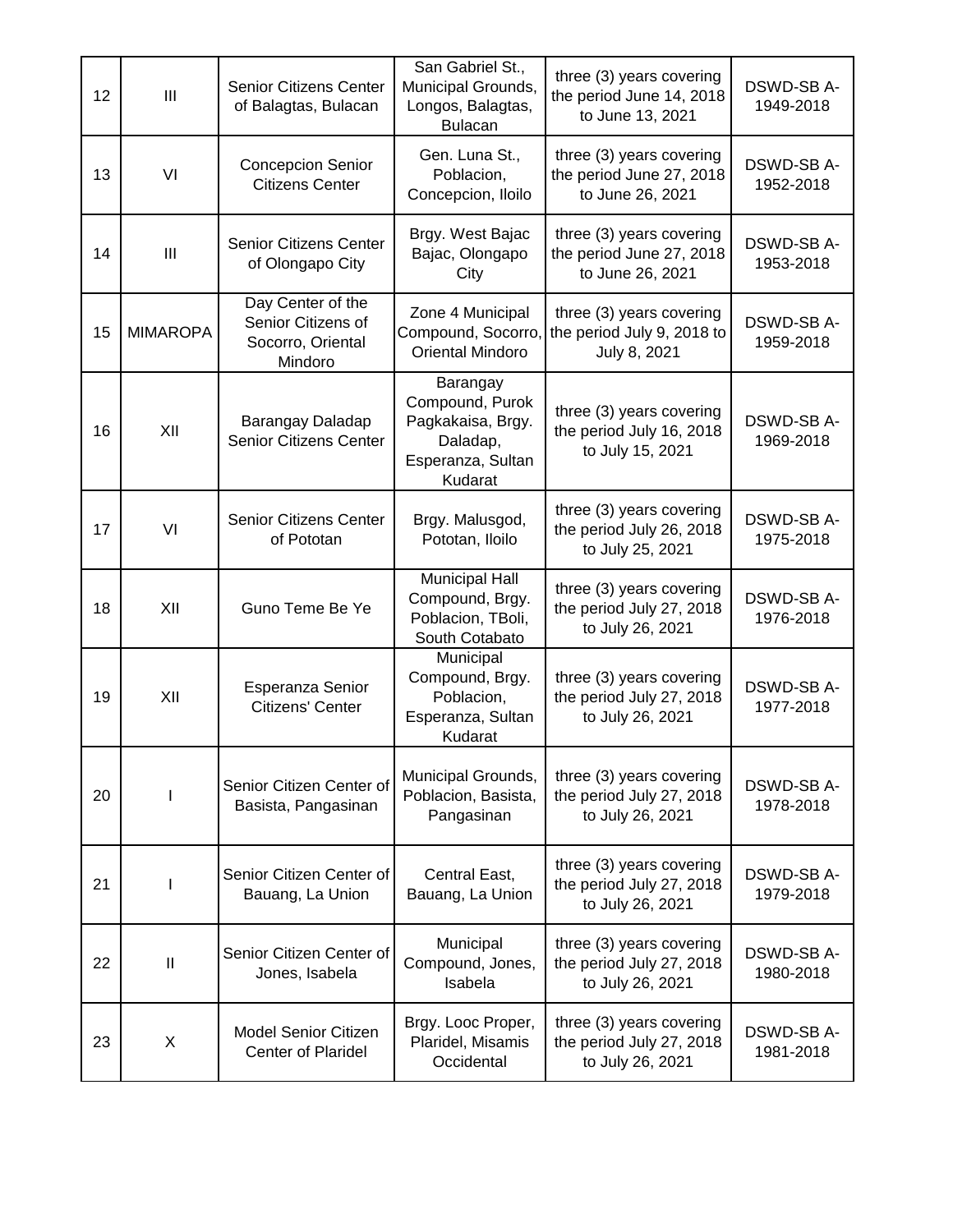| 12 | III | Senior Citizens Center of Balagtas, Bulacan | San Gabriel St., Municipal Grounds, Longos, Balagtas, Bulacan | three (3) years covering the period June 14, 2018 to June 13, 2021 | DSWD-SB A-1949-2018 |
|---|---|---|---|---|---|
| 13 | VI | Concepcion Senior Citizens Center | Gen. Luna St., Poblacion, Concepcion, Iloilo | three (3) years covering the period June 27, 2018 to June 26, 2021 | DSWD-SB A-1952-2018 |
| 14 | III | Senior Citizens Center of Olongapo City | Brgy. West Bajac Bajac, Olongapo City | three (3) years covering the period June 27, 2018 to June 26, 2021 | DSWD-SB A-1953-2018 |
| 15 | MIMAROPA | Day Center of the Senior Citizens of Socorro, Oriental Mindoro | Zone 4 Municipal Compound, Socorro, Oriental Mindoro | three (3) years covering the period July 9, 2018 to July 8, 2021 | DSWD-SB A-1959-2018 |
| 16 | XII | Barangay Daladap Senior Citizens Center | Barangay Compound, Purok Pagkakaisa, Brgy. Daladap, Esperanza, Sultan Kudarat | three (3) years covering the period July 16, 2018 to July 15, 2021 | DSWD-SB A-1969-2018 |
| 17 | VI | Senior Citizens Center of Pototan | Brgy. Malusgod, Pototan, Iloilo | three (3) years covering the period July 26, 2018 to July 25, 2021 | DSWD-SB A-1975-2018 |
| 18 | XII | Guno Teme Be Ye | Municipal Hall Compound, Brgy. Poblacion, TBoli, South Cotabato | three (3) years covering the period July 27, 2018 to July 26, 2021 | DSWD-SB A-1976-2018 |
| 19 | XII | Esperanza Senior Citizens' Center | Municipal Compound, Brgy. Poblacion, Esperanza, Sultan Kudarat | three (3) years covering the period July 27, 2018 to July 26, 2021 | DSWD-SB A-1977-2018 |
| 20 | I | Senior Citizen Center of Basista, Pangasinan | Municipal Grounds, Poblacion, Basista, Pangasinan | three (3) years covering the period July 27, 2018 to July 26, 2021 | DSWD-SB A-1978-2018 |
| 21 | I | Senior Citizen Center of Bauang, La Union | Central East, Bauang, La Union | three (3) years covering the period July 27, 2018 to July 26, 2021 | DSWD-SB A-1979-2018 |
| 22 | II | Senior Citizen Center of Jones, Isabela | Municipal Compound, Jones, Isabela | three (3) years covering the period July 27, 2018 to July 26, 2021 | DSWD-SB A-1980-2018 |
| 23 | X | Model Senior Citizen Center of Plaridel | Brgy. Looc Proper, Plaridel, Misamis Occidental | three (3) years covering the period July 27, 2018 to July 26, 2021 | DSWD-SB A-1981-2018 |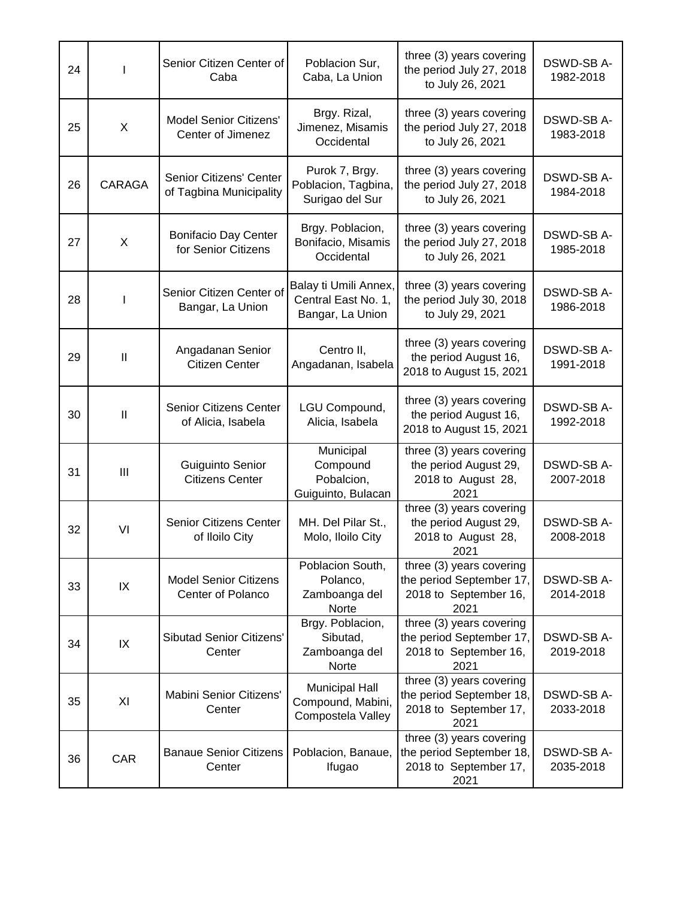| 24 | I | Senior Citizen Center of Caba | Poblacion Sur, Caba, La Union | three (3) years covering the period July 27, 2018 to July 26, 2021 | DSWD-SB A-1982-2018 |
|---|---|---|---|---|---|
| 25 | X | Model Senior Citizens' Center of Jimenez | Brgy. Rizal, Jimenez, Misamis Occidental | three (3) years covering the period July 27, 2018 to July 26, 2021 | DSWD-SB A-1983-2018 |
| 26 | CARAGA | Senior Citizens' Center of Tagbina Municipality | Purok 7, Brgy. Poblacion, Tagbina, Surigao del Sur | three (3) years covering the period July 27, 2018 to July 26, 2021 | DSWD-SB A-1984-2018 |
| 27 | X | Bonifacio Day Center for Senior Citizens | Brgy. Poblacion, Bonifacio, Misamis Occidental | three (3) years covering the period July 27, 2018 to July 26, 2021 | DSWD-SB A-1985-2018 |
| 28 | I | Senior Citizen Center of Bangar, La Union | Balay ti Umili Annex, Central East No. 1, Bangar, La Union | three (3) years covering the period July 30, 2018 to July 29, 2021 | DSWD-SB A-1986-2018 |
| 29 | II | Angadanan Senior Citizen Center | Centro II, Angadanan, Isabela | three (3) years covering the period August 16, 2018 to August 15, 2021 | DSWD-SB A-1991-2018 |
| 30 | II | Senior Citizens Center of Alicia, Isabela | LGU Compound, Alicia, Isabela | three (3) years covering the period August 16, 2018 to August 15, 2021 | DSWD-SB A-1992-2018 |
| 31 | III | Guiguinto Senior Citizens Center | Municipal Compound Pobalcion, Guiguinto, Bulacan | three (3) years covering the period August 29, 2018 to August 28, 2021 | DSWD-SB A-2007-2018 |
| 32 | VI | Senior Citizens Center of Iloilo City | MH. Del Pilar St., Molo, Iloilo City | three (3) years covering the period August 29, 2018 to August 28, 2021 | DSWD-SB A-2008-2018 |
| 33 | IX | Model Senior Citizens Center of Polanco | Poblacion South, Polanco, Zamboanga del Norte | three (3) years covering the period September 17, 2018 to September 16, 2021 | DSWD-SB A-2014-2018 |
| 34 | IX | Sibutad Senior Citizens' Center | Brgy. Poblacion, Sibutad, Zamboanga del Norte | three (3) years covering the period September 17, 2018 to September 16, 2021 | DSWD-SB A-2019-2018 |
| 35 | XI | Mabini Senior Citizens' Center | Municipal Hall Compound, Mabini, Compostela Valley | three (3) years covering the period September 18, 2018 to September 17, 2021 | DSWD-SB A-2033-2018 |
| 36 | CAR | Banaue Senior Citizens Center | Poblacion, Banaue, Ifugao | three (3) years covering the period September 18, 2018 to September 17, 2021 | DSWD-SB A-2035-2018 |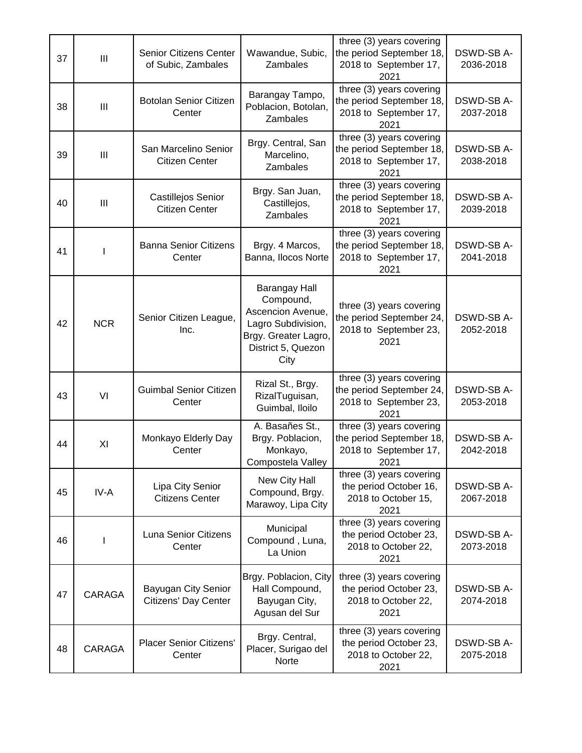| 37 | III | Senior Citizens Center of Subic, Zambales | Wawandue, Subic, Zambales | three (3) years covering the period September 18, 2018 to September 17, 2021 | DSWD-SB A-2036-2018 |
|---|---|---|---|---|---|
| 38 | III | Botolan Senior Citizen Center | Barangay Tampo, Poblacion, Botolan, Zambales | three (3) years covering the period September 18, 2018 to September 17, 2021 | DSWD-SB A-2037-2018 |
| 39 | III | San Marcelino Senior Citizen Center | Brgy. Central, San Marcelino, Zambales | three (3) years covering the period September 18, 2018 to September 17, 2021 | DSWD-SB A-2038-2018 |
| 40 | III | Castillejos Senior Citizen Center | Brgy. San Juan, Castillejos, Zambales | three (3) years covering the period September 18, 2018 to September 17, 2021 | DSWD-SB A-2039-2018 |
| 41 | I | Banna Senior Citizens Center | Brgy. 4 Marcos, Banna, Ilocos Norte | three (3) years covering the period September 18, 2018 to September 17, 2021 | DSWD-SB A-2041-2018 |
| 42 | NCR | Senior Citizen League, Inc. | Barangay Hall Compound, Ascencion Avenue, Lagro Subdivision, Brgy. Greater Lagro, District 5, Quezon City | three (3) years covering the period September 24, 2018 to September 23, 2021 | DSWD-SB A-2052-2018 |
| 43 | VI | Guimbal Senior Citizen Center | Rizal St., Brgy. RizalTuguisan, Guimbal, Iloilo | three (3) years covering the period September 24, 2018 to September 23, 2021 | DSWD-SB A-2053-2018 |
| 44 | XI | Monkayo Elderly Day Center | A. Basañes St., Brgy. Poblacion, Monkayo, Compostela Valley | three (3) years covering the period September 18, 2018 to September 17, 2021 | DSWD-SB A-2042-2018 |
| 45 | IV-A | Lipa City Senior Citizens Center | New City Hall Compound, Brgy. Marawoy, Lipa City | three (3) years covering the period October 16, 2018 to October 15, 2021 | DSWD-SB A-2067-2018 |
| 46 | I | Luna Senior Citizens Center | Municipal Compound , Luna, La Union | three (3) years covering the period October 23, 2018 to October 22, 2021 | DSWD-SB A-2073-2018 |
| 47 | CARAGA | Bayugan City Senior Citizens' Day Center | Brgy. Poblacion, City Hall Compound, Bayugan City, Agusan del Sur | three (3) years covering the period October 23, 2018 to October 22, 2021 | DSWD-SB A-2074-2018 |
| 48 | CARAGA | Placer Senior Citizens' Center | Brgy. Central, Placer, Surigao del Norte | three (3) years covering the period October 23, 2018 to October 22, 2021 | DSWD-SB A-2075-2018 |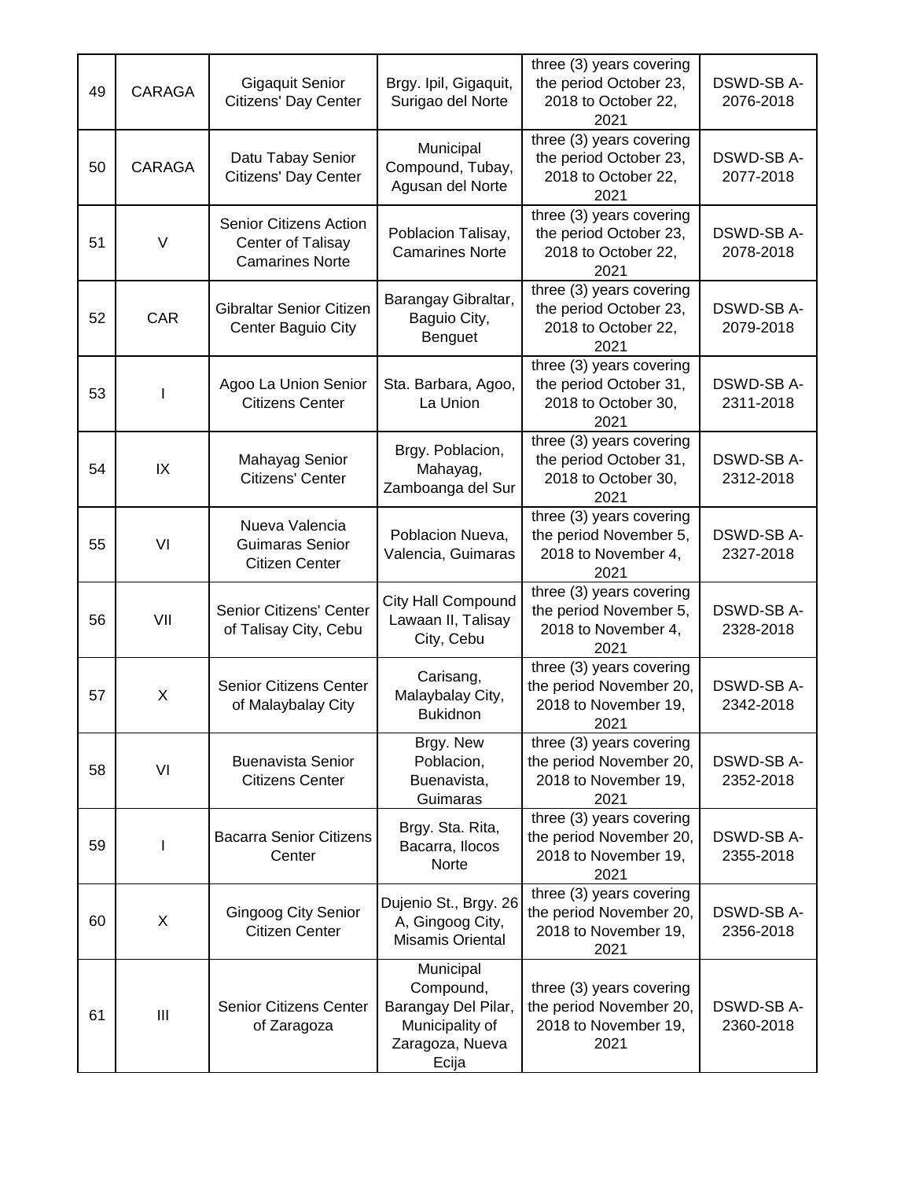| 49 | CARAGA | Gigaquit Senior Citizens' Day Center | Brgy. Ipil, Gigaquit, Surigao del Norte | three (3) years covering the period October 23, 2018 to October 22, 2021 | DSWD-SB A-2076-2018 |
|---|---|---|---|---|---|
| 50 | CARAGA | Datu Tabay Senior Citizens' Day Center | Municipal Compound, Tubay, Agusan del Norte | three (3) years covering the period October 23, 2018 to October 22, 2021 | DSWD-SB A-2077-2018 |
| 51 | V | Senior Citizens Action Center of Talisay Camarines Norte | Poblacion Talisay, Camarines Norte | three (3) years covering the period October 23, 2018 to October 22, 2021 | DSWD-SB A-2078-2018 |
| 52 | CAR | Gibraltar Senior Citizen Center Baguio City | Barangay Gibraltar, Baguio City, Benguet | three (3) years covering the period October 23, 2018 to October 22, 2021 | DSWD-SB A-2079-2018 |
| 53 | I | Agoo La Union Senior Citizens Center | Sta. Barbara, Agoo, La Union | three (3) years covering the period October 31, 2018 to October 30, 2021 | DSWD-SB A-2311-2018 |
| 54 | IX | Mahayag Senior Citizens' Center | Brgy. Poblacion, Mahayag, Zamboanga del Sur | three (3) years covering the period October 31, 2018 to October 30, 2021 | DSWD-SB A-2312-2018 |
| 55 | VI | Nueva Valencia Guimaras Senior Citizen Center | Poblacion Nueva, Valencia, Guimaras | three (3) years covering the period November 5, 2018 to November 4, 2021 | DSWD-SB A-2327-2018 |
| 56 | VII | Senior Citizens' Center of Talisay City, Cebu | City Hall Compound Lawaan II, Talisay City, Cebu | three (3) years covering the period November 5, 2018 to November 4, 2021 | DSWD-SB A-2328-2018 |
| 57 | X | Senior Citizens Center of Malaybalay City | Carisang, Malaybalay City, Bukidnon | three (3) years covering the period November 20, 2018 to November 19, 2021 | DSWD-SB A-2342-2018 |
| 58 | VI | Buenavista Senior Citizens Center | Brgy. New Poblacion, Buenavista, Guimaras | three (3) years covering the period November 20, 2018 to November 19, 2021 | DSWD-SB A-2352-2018 |
| 59 | I | Bacarra Senior Citizens Center | Brgy. Sta. Rita, Bacarra, Ilocos Norte | three (3) years covering the period November 20, 2018 to November 19, 2021 | DSWD-SB A-2355-2018 |
| 60 | X | Gingoog City Senior Citizen Center | Dujenio St., Brgy. 26 A, Gingoog City, Misamis Oriental | three (3) years covering the period November 20, 2018 to November 19, 2021 | DSWD-SB A-2356-2018 |
| 61 | III | Senior Citizens Center of Zaragoza | Municipal Compound, Barangay Del Pilar, Municipality of Zaragoza, Nueva Ecija | three (3) years covering the period November 20, 2018 to November 19, 2021 | DSWD-SB A-2360-2018 |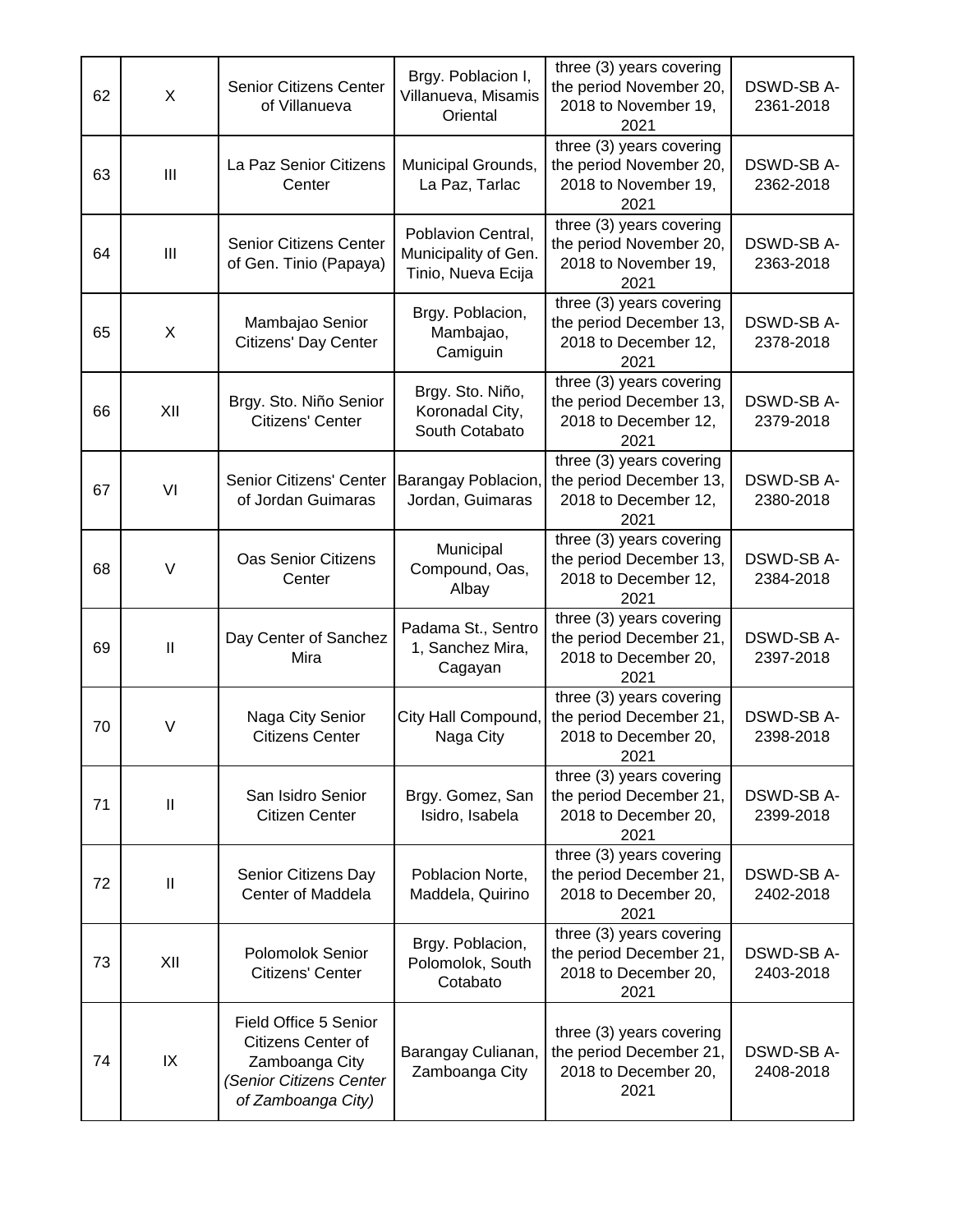| 62 | X | Senior Citizens Center of Villanueva | Brgy. Poblacion I, Villanueva, Misamis Oriental | three (3) years covering the period November 20, 2018 to November 19, 2021 | DSWD-SB A-2361-2018 |
|---|---|---|---|---|---|
| 63 | III | La Paz Senior Citizens Center | Municipal Grounds, La Paz, Tarlac | three (3) years covering the period November 20, 2018 to November 19, 2021 | DSWD-SB A-2362-2018 |
| 64 | III | Senior Citizens Center of Gen. Tinio (Papaya) | Poblavion Central, Municipality of Gen. Tinio, Nueva Ecija | three (3) years covering the period November 20, 2018 to November 19, 2021 | DSWD-SB A-2363-2018 |
| 65 | X | Mambajao Senior Citizens' Day Center | Brgy. Poblacion, Mambajao, Camiguin | three (3) years covering the period December 13, 2018 to December 12, 2021 | DSWD-SB A-2378-2018 |
| 66 | XII | Brgy. Sto. Niño Senior Citizens' Center | Brgy. Sto. Niño, Koronadal City, South Cotabato | three (3) years covering the period December 13, 2018 to December 12, 2021 | DSWD-SB A-2379-2018 |
| 67 | VI | Senior Citizens' Center of Jordan Guimaras | Barangay Poblacion, Jordan, Guimaras | three (3) years covering the period December 13, 2018 to December 12, 2021 | DSWD-SB A-2380-2018 |
| 68 | V | Oas Senior Citizens Center | Municipal Compound, Oas, Albay | three (3) years covering the period December 13, 2018 to December 12, 2021 | DSWD-SB A-2384-2018 |
| 69 | II | Day Center of Sanchez Mira | Padama St., Sentro 1, Sanchez Mira, Cagayan | three (3) years covering the period December 21, 2018 to December 20, 2021 | DSWD-SB A-2397-2018 |
| 70 | V | Naga City Senior Citizens Center | City Hall Compound, Naga City | three (3) years covering the period December 21, 2018 to December 20, 2021 | DSWD-SB A-2398-2018 |
| 71 | II | San Isidro Senior Citizen Center | Brgy. Gomez, San Isidro, Isabela | three (3) years covering the period December 21, 2018 to December 20, 2021 | DSWD-SB A-2399-2018 |
| 72 | II | Senior Citizens Day Center of Maddela | Poblacion Norte, Maddela, Quirino | three (3) years covering the period December 21, 2018 to December 20, 2021 | DSWD-SB A-2402-2018 |
| 73 | XII | Polomolok Senior Citizens' Center | Brgy. Poblacion, Polomolok, South Cotabato | three (3) years covering the period December 21, 2018 to December 20, 2021 | DSWD-SB A-2403-2018 |
| 74 | IX | Field Office 5 Senior Citizens Center of Zamboanga City *(Senior Citizens Center of Zamboanga City)* | Barangay Culianan, Zamboanga City | three (3) years covering the period December 21, 2018 to December 20, 2021 | DSWD-SB A-2408-2018 |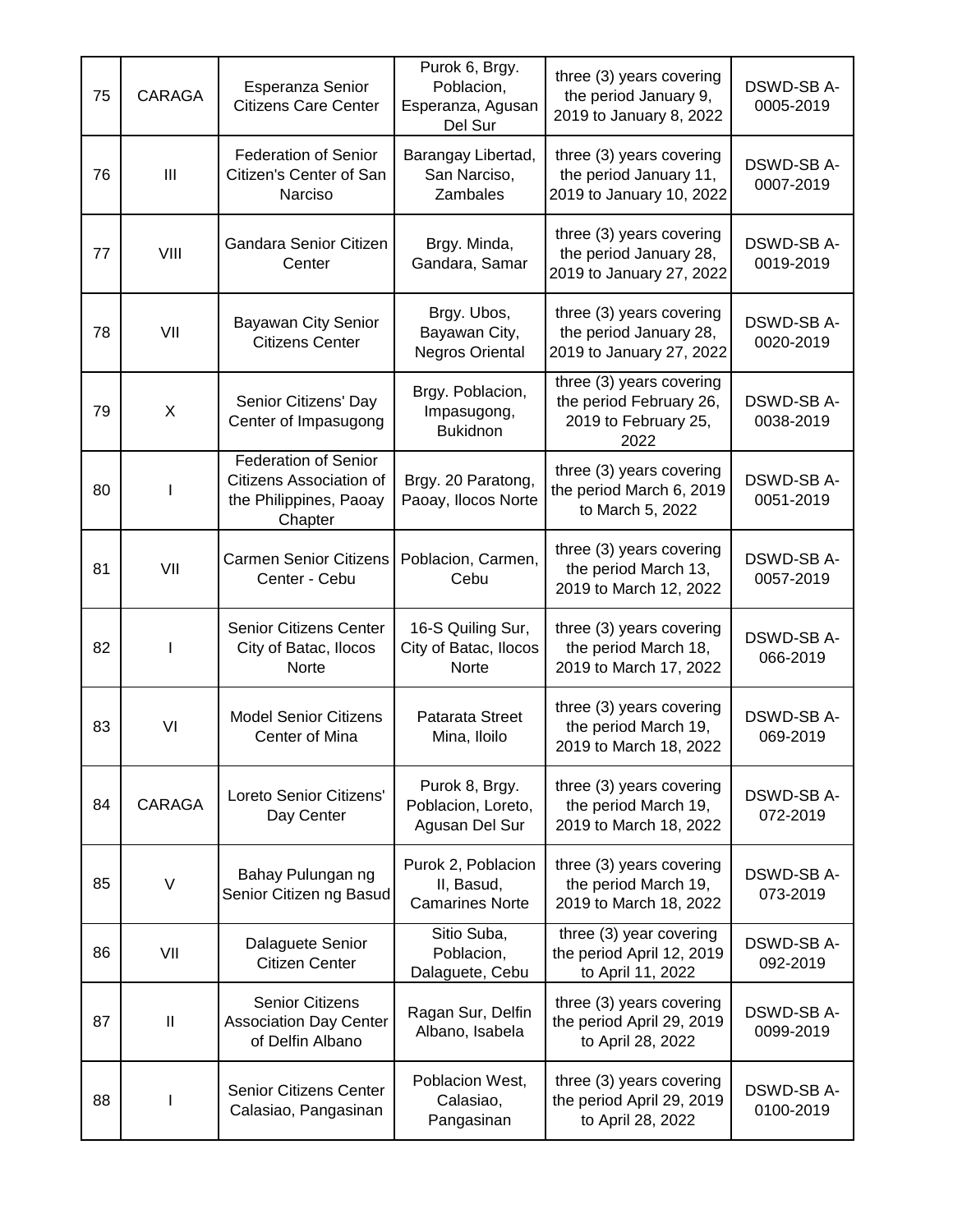| | | | | | |
|---|---|---|---|---|---|
| 75 | CARAGA | Esperanza Senior Citizens Care Center | Purok 6, Brgy. Poblacion, Esperanza, Agusan Del Sur | three (3) years covering the period January 9, 2019 to January 8, 2022 | DSWD-SB A-0005-2019 |
| 76 | III | Federation of Senior Citizen's Center of San Narciso | Barangay Libertad, San Narciso, Zambales | three (3) years covering the period January 11, 2019 to January 10, 2022 | DSWD-SB A-0007-2019 |
| 77 | VIII | Gandara Senior Citizen Center | Brgy. Minda, Gandara, Samar | three (3) years covering the period January 28, 2019 to January 27, 2022 | DSWD-SB A-0019-2019 |
| 78 | VII | Bayawan City Senior Citizens Center | Brgy. Ubos, Bayawan City, Negros Oriental | three (3) years covering the period January 28, 2019 to January 27, 2022 | DSWD-SB A-0020-2019 |
| 79 | X | Senior Citizens' Day Center of Impasugong | Brgy. Poblacion, Impasugong, Bukidnon | three (3) years covering the period February 26, 2019 to February 25, 2022 | DSWD-SB A-0038-2019 |
| 80 | I | Federation of Senior Citizens Association of the Philippines, Paoay Chapter | Brgy. 20 Paratong, Paoay, Ilocos Norte | three (3) years covering the period March 6, 2019 to March 5, 2022 | DSWD-SB A-0051-2019 |
| 81 | VII | Carmen Senior Citizens Center - Cebu | Poblacion, Carmen, Cebu | three (3) years covering the period March 13, 2019 to March 12, 2022 | DSWD-SB A-0057-2019 |
| 82 | I | Senior Citizens Center City of Batac, Ilocos Norte | 16-S Quiling Sur, City of Batac, Ilocos Norte | three (3) years covering the period March 18, 2019 to March 17, 2022 | DSWD-SB A-066-2019 |
| 83 | VI | Model Senior Citizens Center of Mina | Patarata Street Mina, Iloilo | three (3) years covering the period March 19, 2019 to March 18, 2022 | DSWD-SB A-069-2019 |
| 84 | CARAGA | Loreto Senior Citizens' Day Center | Purok 8, Brgy. Poblacion, Loreto, Agusan Del Sur | three (3) years covering the period March 19, 2019 to March 18, 2022 | DSWD-SB A-072-2019 |
| 85 | V | Bahay Pulungan ng Senior Citizen ng Basud | Purok 2, Poblacion II, Basud, Camarines Norte | three (3) years covering the period March 19, 2019 to March 18, 2022 | DSWD-SB A-073-2019 |
| 86 | VII | Dalaguete Senior Citizen Center | Sitio Suba, Poblacion, Dalaguete, Cebu | three (3) year covering the period April 12, 2019 to April 11, 2022 | DSWD-SB A-092-2019 |
| 87 | II | Senior Citizens Association Day Center of Delfin Albano | Ragan Sur, Delfin Albano, Isabela | three (3) years covering the period April 29, 2019 to April 28, 2022 | DSWD-SB A-0099-2019 |
| 88 | I | Senior Citizens Center Calasiao, Pangasinan | Poblacion West, Calasiao, Pangasinan | three (3) years covering the period April 29, 2019 to April 28, 2022 | DSWD-SB A-0100-2019 |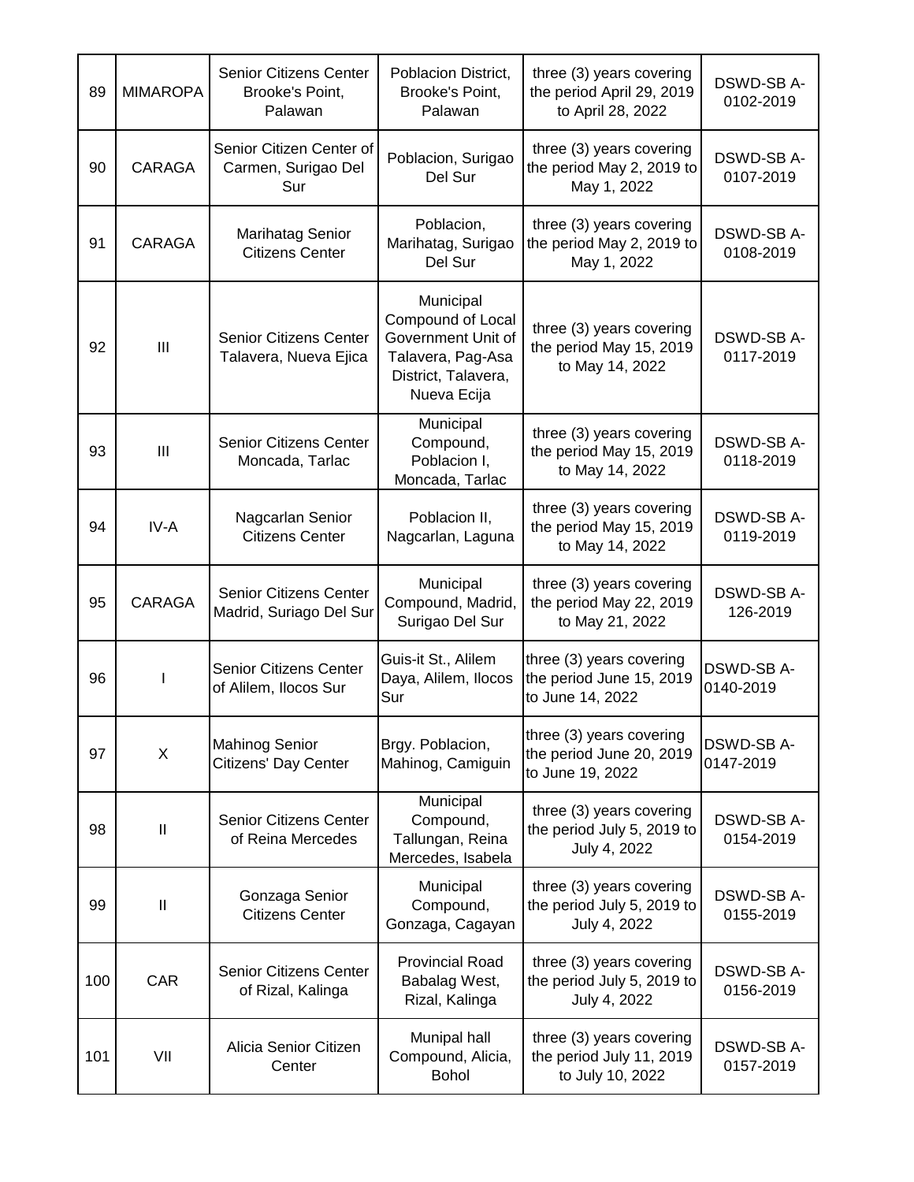| 89 | MIMAROPA | Senior Citizens Center Brooke's Point, Palawan | Poblacion District, Brooke's Point, Palawan | three (3) years covering the period April 29, 2019 to April 28, 2022 | DSWD-SB A-0102-2019 |
|---|---|---|---|---|---|
| 90 | CARAGA | Senior Citizen Center of Carmen, Surigao Del Sur | Poblacion, Surigao Del Sur | three (3) years covering the period May 2, 2019 to May 1, 2022 | DSWD-SB A-0107-2019 |
| 91 | CARAGA | Marihatag Senior Citizens Center | Poblacion, Marihatag, Surigao Del Sur | three (3) years covering the period May 2, 2019 to May 1, 2022 | DSWD-SB A-0108-2019 |
| 92 | III | Senior Citizens Center Talavera, Nueva Ejica | Municipal Compound of Local Government Unit of Talavera, Pag-Asa District, Talavera, Nueva Ecija | three (3) years covering the period May 15, 2019 to May 14, 2022 | DSWD-SB A-0117-2019 |
| 93 | III | Senior Citizens Center Moncada, Tarlac | Municipal Compound, Poblacion I, Moncada, Tarlac | three (3) years covering the period May 15, 2019 to May 14, 2022 | DSWD-SB A-0118-2019 |
| 94 | IV-A | Nagcarlan Senior Citizens Center | Poblacion II, Nagcarlan, Laguna | three (3) years covering the period May 15, 2019 to May 14, 2022 | DSWD-SB A-0119-2019 |
| 95 | CARAGA | Senior Citizens Center Madrid, Suriago Del Sur | Municipal Compound, Madrid, Surigao Del Sur | three (3) years covering the period May 22, 2019 to May 21, 2022 | DSWD-SB A-126-2019 |
| 96 | I | Senior Citizens Center of Alilem, Ilocos Sur | Guis-it St., Alilem Daya, Alilem, Ilocos Sur | three (3) years covering the period June 15, 2019 to June 14, 2022 | DSWD-SB A-0140-2019 |
| 97 | X | Mahinog Senior Citizens' Day Center | Brgy. Poblacion, Mahinog, Camiguin | three (3) years covering the period June 20, 2019 to June 19, 2022 | DSWD-SB A-0147-2019 |
| 98 | II | Senior Citizens Center of Reina Mercedes | Municipal Compound, Tallungan, Reina Mercedes, Isabela | three (3) years covering the period July 5, 2019 to July 4, 2022 | DSWD-SB A-0154-2019 |
| 99 | II | Gonzaga Senior Citizens Center | Municipal Compound, Gonzaga, Cagayan | three (3) years covering the period July 5, 2019 to July 4, 2022 | DSWD-SB A-0155-2019 |
| 100 | CAR | Senior Citizens Center of Rizal, Kalinga | Provincial Road Babalag West, Rizal, Kalinga | three (3) years covering the period July 5, 2019 to July 4, 2022 | DSWD-SB A-0156-2019 |
| 101 | VII | Alicia Senior Citizen Center | Munipal hall Compound, Alicia, Bohol | three (3) years covering the period July 11, 2019 to July 10, 2022 | DSWD-SB A-0157-2019 |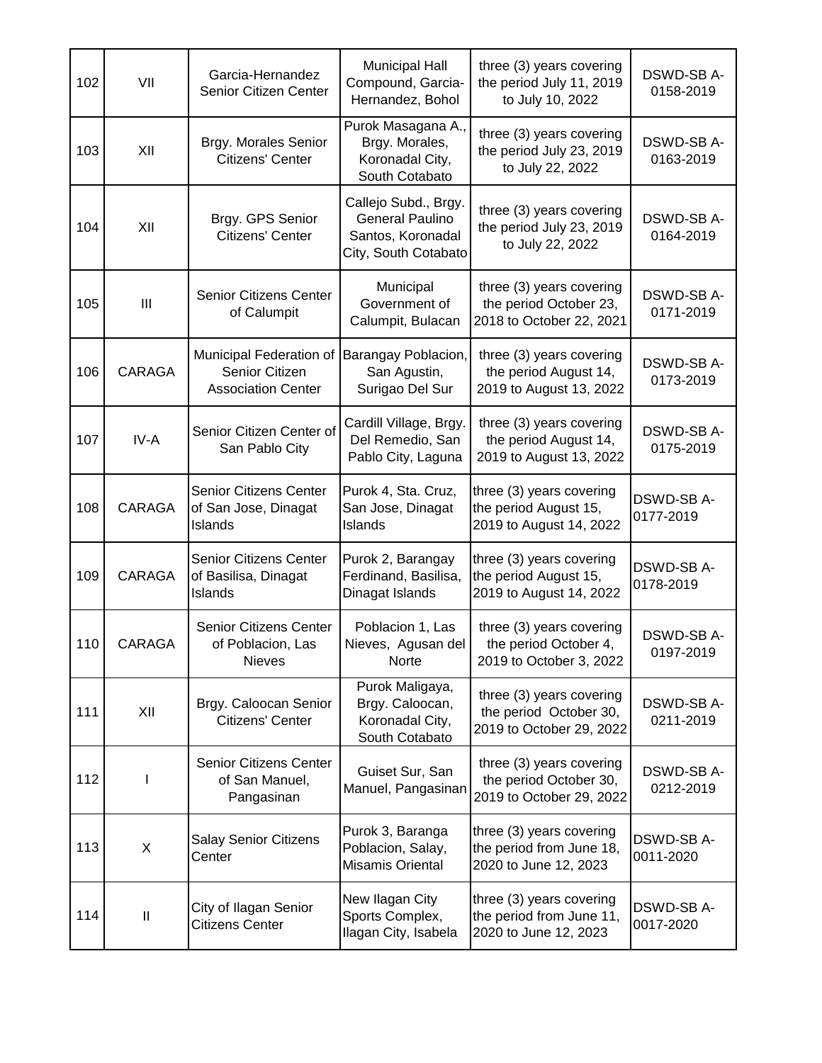| 102 | VII | Garcia-Hernandez Senior Citizen Center | Municipal Hall Compound, Garcia-Hernandez, Bohol | three (3) years covering the period July 11, 2019 to July 10, 2022 | DSWD-SB A-0158-2019 |
|---|---|---|---|---|---|
| 103 | XII | Brgy. Morales Senior Citizens' Center | Purok Masagana A., Brgy. Morales, Koronadal City, South Cotabato | three (3) years covering the period July 23, 2019 to July 22, 2022 | DSWD-SB A-0163-2019 |
| 104 | XII | Brgy. GPS Senior Citizens' Center | Callejo Subd., Brgy. General Paulino Santos, Koronadal City, South Cotabato | three (3) years covering the period July 23, 2019 to July 22, 2022 | DSWD-SB A-0164-2019 |
| 105 | III | Senior Citizens Center of Calumpit | Municipal Government of Calumpit, Bulacan | three (3) years covering the period October 23, 2018 to October 22, 2021 | DSWD-SB A-0171-2019 |
| 106 | CARAGA | Municipal Federation of Senior Citizen Association Center | Barangay Poblacion, San Agustin, Surigao Del Sur | three (3) years covering the period August 14, 2019 to August 13, 2022 | DSWD-SB A-0173-2019 |
| 107 | IV-A | Senior Citizen Center of San Pablo City | Cardill Village, Brgy. Del Remedio, San Pablo City, Laguna | three (3) years covering the period August 14, 2019 to August 13, 2022 | DSWD-SB A-0175-2019 |
| 108 | CARAGA | Senior Citizens Center of San Jose, Dinagat Islands | Purok 4, Sta. Cruz, San Jose, Dinagat Islands | three (3) years covering the period August 15, 2019 to August 14, 2022 | DSWD-SB A-0177-2019 |
| 109 | CARAGA | Senior Citizens Center of Basilisa, Dinagat Islands | Purok 2, Barangay Ferdinand, Basilisa, Dinagat Islands | three (3) years covering the period August 15, 2019 to August 14, 2022 | DSWD-SB A-0178-2019 |
| 110 | CARAGA | Senior Citizens Center of Poblacion, Las Nieves | Poblacion 1, Las Nieves, Agusan del Norte | three (3) years covering the period October 4, 2019 to October 3, 2022 | DSWD-SB A-0197-2019 |
| 111 | XII | Brgy. Caloocan Senior Citizens' Center | Purok Maligaya, Brgy. Caloocan, Koronadal City, South Cotabato | three (3) years covering the period October 30, 2019 to October 29, 2022 | DSWD-SB A-0211-2019 |
| 112 | I | Senior Citizens Center of San Manuel, Pangasinan | Guiset Sur, San Manuel, Pangasinan | three (3) years covering the period October 30, 2019 to October 29, 2022 | DSWD-SB A-0212-2019 |
| 113 | X | Salay Senior Citizens Center | Purok 3, Baranga Poblacion, Salay, Misamis Oriental | three (3) years covering the period from June 18, 2020 to June 12, 2023 | DSWD-SB A-0011-2020 |
| 114 | II | City of Ilagan Senior Citizens Center | New Ilagan City Sports Complex, Ilagan City, Isabela | three (3) years covering the period from June 11, 2020 to June 12, 2023 | DSWD-SB A-0017-2020 |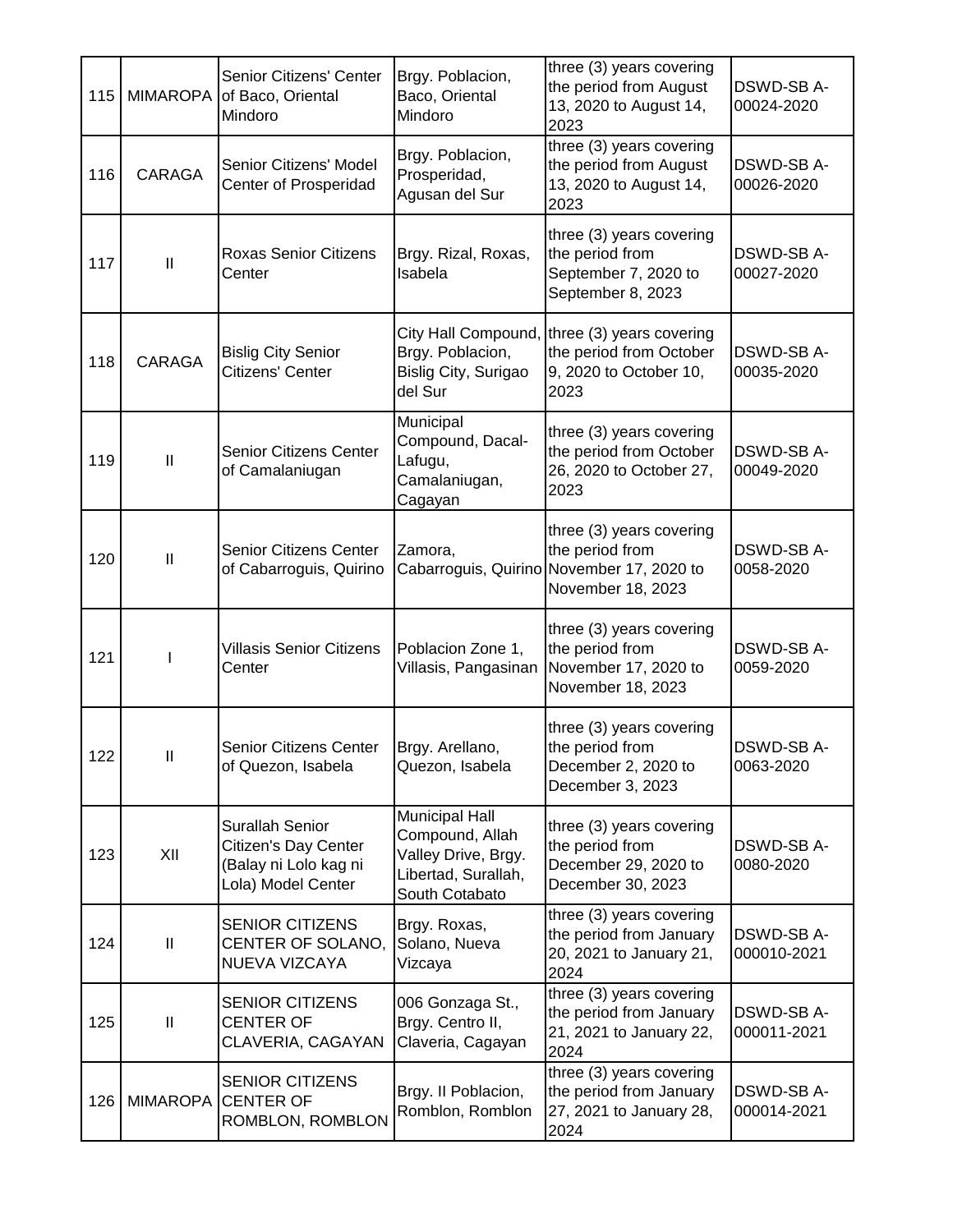| 115 | MIMAROPA | Senior Citizens' Center of Baco, Oriental Mindoro | Brgy. Poblacion, Baco, Oriental Mindoro | three (3) years covering the period from August 13, 2020 to August 14, 2023 | DSWD-SB A-00024-2020 |
|---|---|---|---|---|---|
| 116 | CARAGA | Senior Citizens' Model Center of Prosperidad | Brgy. Poblacion, Prosperidad, Agusan del Sur | three (3) years covering the period from August 13, 2020 to August 14, 2023 | DSWD-SB A-00026-2020 |
| 117 | II | Roxas Senior Citizens Center | Brgy. Rizal, Roxas, Isabela | three (3) years covering the period from September 7, 2020 to September 8, 2023 | DSWD-SB A-00027-2020 |
| 118 | CARAGA | Bislig City Senior Citizens' Center | City Hall Compound, Brgy. Poblacion, Bislig City, Surigao del Sur | three (3) years covering the period from October 9, 2020 to October 10, 2023 | DSWD-SB A-00035-2020 |
| 119 | II | Senior Citizens Center of Camalaniugan | Municipal Compound, Dacal-Lafugu, Camalaniugan, Cagayan | three (3) years covering the period from October 26, 2020 to October 27, 2023 | DSWD-SB A-00049-2020 |
| 120 | II | Senior Citizens Center of Cabarroguis, Quirino | Zamora, Cabarroguis, Quirino | three (3) years covering the period from November 17, 2020 to November 18, 2023 | DSWD-SB A-0058-2020 |
| 121 | I | Villasis Senior Citizens Center | Poblacion Zone 1, Villasis, Pangasinan | three (3) years covering the period from November 17, 2020 to November 18, 2023 | DSWD-SB A-0059-2020 |
| 122 | II | Senior Citizens Center of Quezon, Isabela | Brgy. Arellano, Quezon, Isabela | three (3) years covering the period from December 2, 2020 to December 3, 2023 | DSWD-SB A-0063-2020 |
| 123 | XII | Surallah Senior Citizen's Day Center (Balay ni Lolo kag ni Lola) Model Center | Municipal Hall Compound, Allah Valley Drive, Brgy. Libertad, Surallah, South Cotabato | three (3) years covering the period from December 29, 2020 to December 30, 2023 | DSWD-SB A-0080-2020 |
| 124 | II | SENIOR CITIZENS CENTER OF SOLANO, NUEVA VIZCAYA | Brgy. Roxas, Solano, Nueva Vizcaya | three (3) years covering the period from January 20, 2021 to January 21, 2024 | DSWD-SB A-000010-2021 |
| 125 | II | SENIOR CITIZENS CENTER OF CLAVERIA, CAGAYAN | 006 Gonzaga St., Brgy. Centro II, Claveria, Cagayan | three (3) years covering the period from January 21, 2021 to January 22, 2024 | DSWD-SB A-000011-2021 |
| 126 | MIMAROPA | SENIOR CITIZENS CENTER OF ROMBLON, ROMBLON | Brgy. II Poblacion, Romblon, Romblon | three (3) years covering the period from January 27, 2021 to January 28, 2024 | DSWD-SB A-000014-2021 |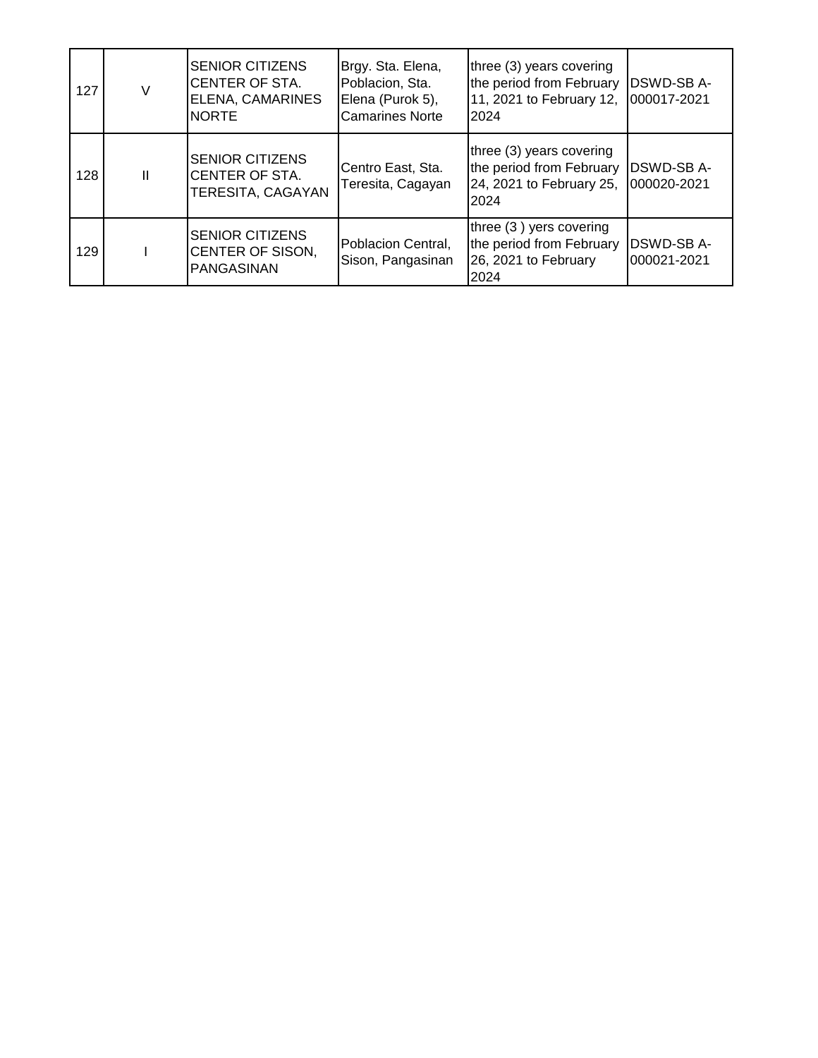| | | | | | |
|---|---|---|---|---|---|
| 127 | V | SENIOR CITIZENS CENTER OF STA. ELENA, CAMARINES NORTE | Brgy. Sta. Elena, Poblacion, Sta. Elena (Purok 5), Camarines Norte | three (3) years covering the period from February 11, 2021 to February 12, 2024 | DSWD-SB A-000017-2021 |
| 128 | II | SENIOR CITIZENS CENTER OF STA. TERESITA, CAGAYAN | Centro East, Sta. Teresita, Cagayan | three (3) years covering the period from February 24, 2021 to February 25, 2024 | DSWD-SB A-000020-2021 |
| 129 | I | SENIOR CITIZENS CENTER OF SISON, PANGASINAN | Poblacion Central, Sison, Pangasinan | three (3 ) yers covering the period from February 26, 2021 to February 2024 | DSWD-SB A-000021-2021 |